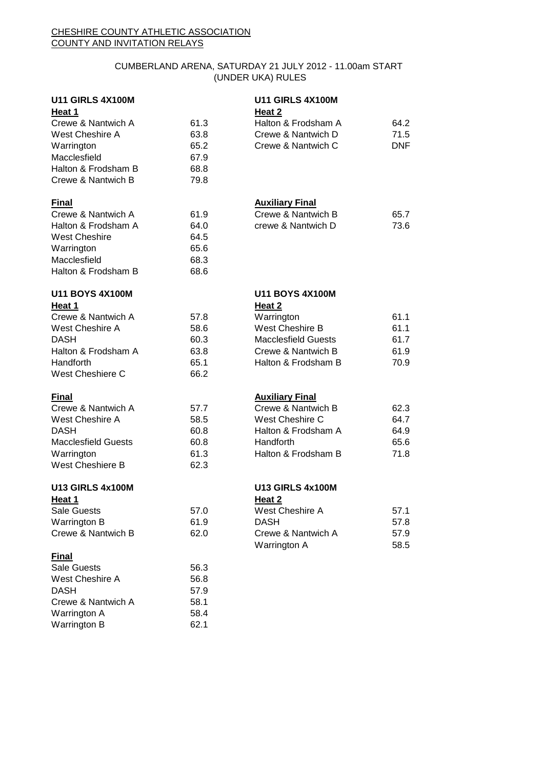CHESHIRE COUNTY ATHLETIC ASSOCIATION
COUNTY AND INVITATION RELAYS

CUMBERLAND ARENA, SATURDAY 21 JULY 2012 - 11.00am START
(UNDER UKA) RULES

**U11 GIRLS 4X100M**

**Heat 1**

| Team | Time |
|---|---|
| Crewe & Nantwich A | 61.3 |
| West Cheshire A | 63.8 |
| Warrington | 65.2 |
| Macclesfield | 67.9 |
| Halton & Frodsham B | 68.8 |
| Crewe & Nantwich B | 79.8 |

**U11 GIRLS 4X100M**

**Heat 2**

| Team | Time |
|---|---|
| Halton & Frodsham A | 64.2 |
| Crewe & Nantwich D | 71.5 |
| Crewe & Nantwich C | DNF |

**Final**

| Team | Time |
|---|---|
| Crewe & Nantwich A | 61.9 |
| Halton & Frodsham A | 64.0 |
| West Cheshire | 64.5 |
| Warrington | 65.6 |
| Macclesfield | 68.3 |
| Halton & Frodsham B | 68.6 |

**Auxiliary Final**

| Team | Time |
|---|---|
| Crewe & Nantwich B | 65.7 |
| crewe & Nantwich D | 73.6 |

**U11 BOYS 4X100M**

**Heat 1**

| Team | Time |
|---|---|
| Crewe & Nantwich A | 57.8 |
| West Cheshire A | 58.6 |
| DASH | 60.3 |
| Halton & Frodsham A | 63.8 |
| Handforth | 65.1 |
| West Cheshiere C | 66.2 |

**U11 BOYS 4X100M**

**Heat 2**

| Team | Time |
|---|---|
| Warrington | 61.1 |
| West Cheshire B | 61.1 |
| Macclesfield Guests | 61.7 |
| Crewe & Nantwich B | 61.9 |
| Halton & Frodsham B | 70.9 |

**Final**

| Team | Time |
|---|---|
| Crewe & Nantwich A | 57.7 |
| West Cheshire A | 58.5 |
| DASH | 60.8 |
| Macclesfield Guests | 60.8 |
| Warrington | 61.3 |
| West Cheshiere B | 62.3 |

**Auxiliary Final**

| Team | Time |
|---|---|
| Crewe & Nantwich B | 62.3 |
| West Cheshire C | 64.7 |
| Halton & Frodsham A | 64.9 |
| Handforth | 65.6 |
| Halton & Frodsham B | 71.8 |

**U13 GIRLS 4x100M**

**Heat 1**

| Team | Time |
|---|---|
| Sale Guests | 57.0 |
| Warrington B | 61.9 |
| Crewe & Nantwich B | 62.0 |

**U13 GIRLS 4x100M**

**Heat 2**

| Team | Time |
|---|---|
| West Cheshire A | 57.1 |
| DASH | 57.8 |
| Crewe & Nantwich A | 57.9 |
| Warrington A | 58.5 |

**Final**

| Team | Time |
|---|---|
| Sale Guests | 56.3 |
| West Cheshire A | 56.8 |
| DASH | 57.9 |
| Crewe & Nantwich A | 58.1 |
| Warrington A | 58.4 |
| Warrington B | 62.1 |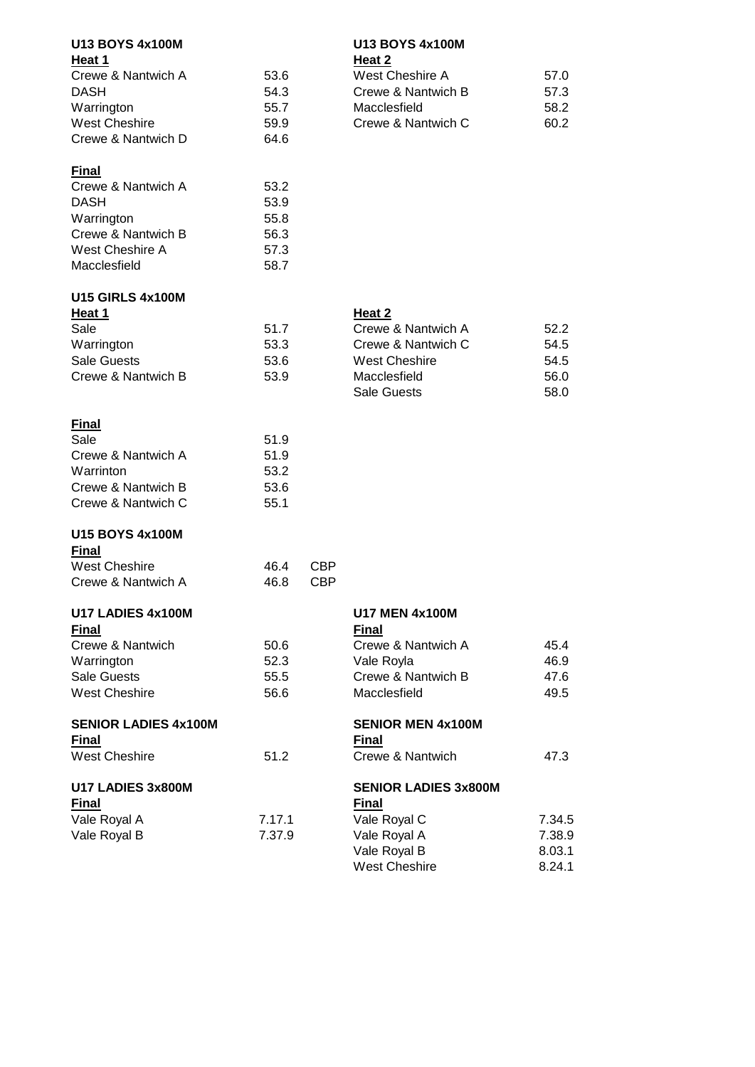## U13 BOYS 4x100M

### Heat 1

| | |
|---|---|
| Crewe & Nantwich A | 53.6 |
| DASH | 54.3 |
| Warrington | 55.7 |
| West Cheshire | 59.9 |
| Crewe & Nantwich D | 64.6 |

## U13 BOYS 4x100M

### Heat 2

| | |
|---|---|
| West Cheshire A | 57.0 |
| Crewe & Nantwich B | 57.3 |
| Macclesfield | 58.2 |
| Crewe & Nantwich C | 60.2 |

### Final

| | |
|---|---|
| Crewe & Nantwich A | 53.2 |
| DASH | 53.9 |
| Warrington | 55.8 |
| Crewe & Nantwich B | 56.3 |
| West Cheshire A | 57.3 |
| Macclesfield | 58.7 |

## U15 GIRLS 4x100M

### Heat 1

| | |
|---|---|
| Sale | 51.7 |
| Warrington | 53.3 |
| Sale Guests | 53.6 |
| Crewe & Nantwich B | 53.9 |

### Heat 2

| | |
|---|---|
| Crewe & Nantwich A | 52.2 |
| Crewe & Nantwich C | 54.5 |
| West Cheshire | 54.5 |
| Macclesfield | 56.0 |
| Sale Guests | 58.0 |

### Final

| | |
|---|---|
| Sale | 51.9 |
| Crewe & Nantwich A | 51.9 |
| Warrinton | 53.2 |
| Crewe & Nantwich B | 53.6 |
| Crewe & Nantwich C | 55.1 |

## U15 BOYS 4x100M

### Final

| | | |
|---|---|---|
| West Cheshire | 46.4 | CBP |
| Crewe & Nantwich A | 46.8 | CBP |

## U17 LADIES 4x100M

### Final

| | |
|---|---|
| Crewe & Nantwich | 50.6 |
| Warrington | 52.3 |
| Sale Guests | 55.5 |
| West Cheshire | 56.6 |

## U17 MEN 4x100M

### Final

| | |
|---|---|
| Crewe & Nantwich A | 45.4 |
| Vale Royla | 46.9 |
| Crewe & Nantwich B | 47.6 |
| Macclesfield | 49.5 |

## SENIOR LADIES 4x100M

### Final

| | |
|---|---|
| West Cheshire | 51.2 |

## SENIOR MEN 4x100M

### Final

| | |
|---|---|
| Crewe & Nantwich | 47.3 |

## U17 LADIES 3x800M

### Final

| | |
|---|---|
| Vale Royal A | 7.17.1 |
| Vale Royal B | 7.37.9 |

## SENIOR LADIES 3x800M

### Final

| | |
|---|---|
| Vale Royal C | 7.34.5 |
| Vale Royal A | 7.38.9 |
| Vale Royal B | 8.03.1 |
| West Cheshire | 8.24.1 |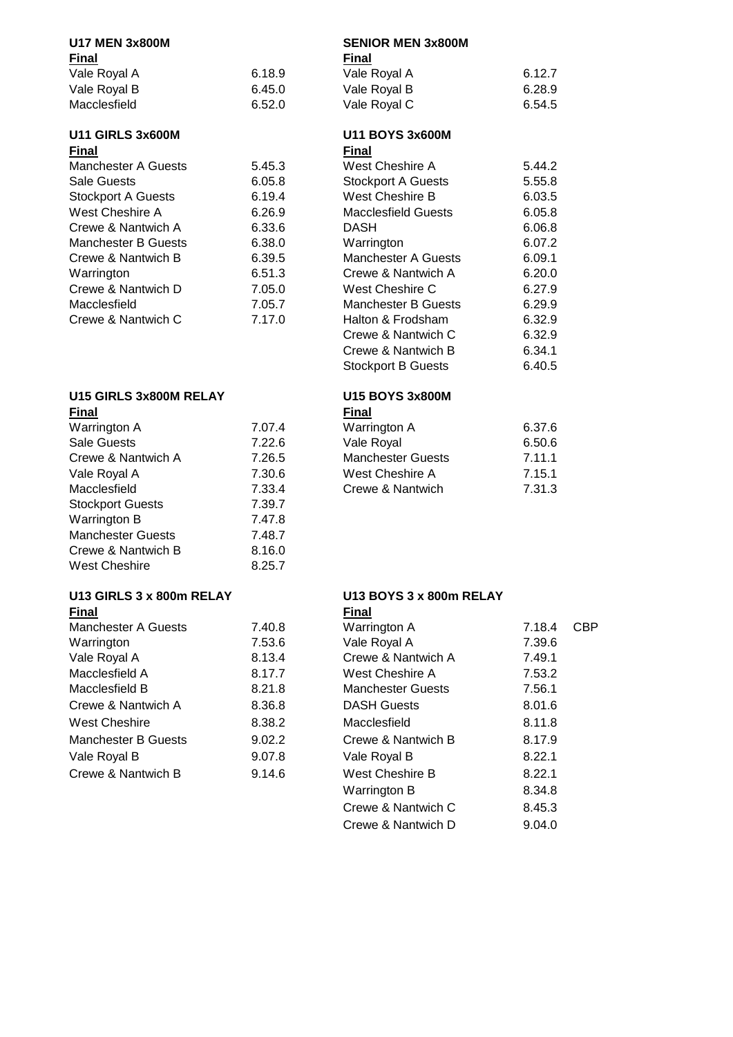## U17 MEN 3x800M

**Final**

| Team | Time |
| --- | --- |
| Vale Royal A | 6.18.9 |
| Vale Royal B | 6.45.0 |
| Macclesfield | 6.52.0 |

## SENIOR MEN 3x800M

**Final**

| Team | Time |
| --- | --- |
| Vale Royal A | 6.12.7 |
| Vale Royal B | 6.28.9 |
| Vale Royal C | 6.54.5 |

## U11 GIRLS 3x600M

**Final**

| Team | Time |
| --- | --- |
| Manchester A Guests | 5.45.3 |
| Sale Guests | 6.05.8 |
| Stockport A Guests | 6.19.4 |
| West Cheshire A | 6.26.9 |
| Crewe & Nantwich A | 6.33.6 |
| Manchester B Guests | 6.38.0 |
| Crewe & Nantwich B | 6.39.5 |
| Warrington | 6.51.3 |
| Crewe & Nantwich D | 7.05.0 |
| Macclesfield | 7.05.7 |
| Crewe & Nantwich C | 7.17.0 |

## U11 BOYS 3x600M

**Final**

| Team | Time |
| --- | --- |
| West Cheshire A | 5.44.2 |
| Stockport A Guests | 5.55.8 |
| West Cheshire B | 6.03.5 |
| Macclesfield Guests | 6.05.8 |
| DASH | 6.06.8 |
| Warrington | 6.07.2 |
| Manchester A Guests | 6.09.1 |
| Crewe & Nantwich A | 6.20.0 |
| West Cheshire C | 6.27.9 |
| Manchester B Guests | 6.29.9 |
| Halton & Frodsham | 6.32.9 |
| Crewe & Nantwich C | 6.32.9 |
| Crewe & Nantwich B | 6.34.1 |
| Stockport B Guests | 6.40.5 |

## U15 GIRLS 3x800M RELAY

**Final**

| Team | Time |
| --- | --- |
| Warrington A | 7.07.4 |
| Sale Guests | 7.22.6 |
| Crewe & Nantwich A | 7.26.5 |
| Vale Royal A | 7.30.6 |
| Macclesfield | 7.33.4 |
| Stockport Guests | 7.39.7 |
| Warrington B | 7.47.8 |
| Manchester Guests | 7.48.7 |
| Crewe & Nantwich B | 8.16.0 |
| West Cheshire | 8.25.7 |

## U15 BOYS 3x800M

**Final**

| Team | Time |
| --- | --- |
| Warrington A | 6.37.6 |
| Vale Royal | 6.50.6 |
| Manchester Guests | 7.11.1 |
| West Cheshire A | 7.15.1 |
| Crewe & Nantwich | 7.31.3 |

## U13 GIRLS 3 x 800m RELAY

**Final**

| Team | Time |
| --- | --- |
| Manchester A Guests | 7.40.8 |
| Warrington | 7.53.6 |
| Vale Royal A | 8.13.4 |
| Macclesfield A | 8.17.7 |
| Macclesfield B | 8.21.8 |
| Crewe & Nantwich A | 8.36.8 |
| West Cheshire | 8.38.2 |
| Manchester B Guests | 9.02.2 |
| Vale Royal B | 9.07.8 |
| Crewe & Nantwich B | 9.14.6 |

## U13 BOYS 3 x 800m RELAY

**Final**

| Team | Time | |
| --- | --- | --- |
| Warrington A | 7.18.4 | CBP |
| Vale Royal A | 7.39.6 | |
| Crewe & Nantwich A | 7.49.1 | |
| West Cheshire A | 7.53.2 | |
| Manchester Guests | 7.56.1 | |
| DASH Guests | 8.01.6 | |
| Macclesfield | 8.11.8 | |
| Crewe & Nantwich B | 8.17.9 | |
| Vale Royal B | 8.22.1 | |
| West Cheshire B | 8.22.1 | |
| Warrington B | 8.34.8 | |
| Crewe & Nantwich C | 8.45.3 | |
| Crewe & Nantwich D | 9.04.0 | |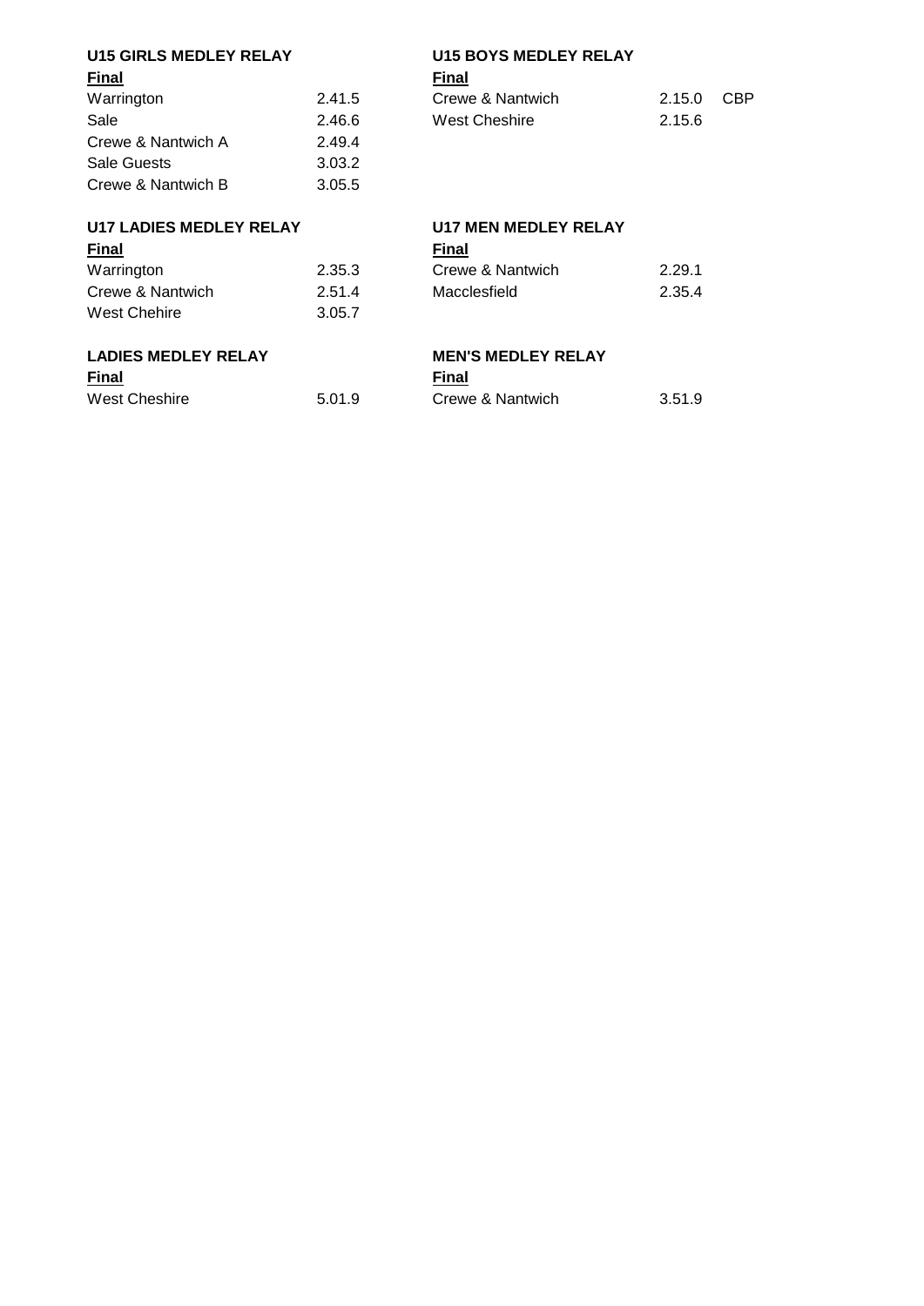**U15 GIRLS MEDLEY RELAY**

**Final**

| | |
|---|---|
| Warrington | 2.41.5 |
| Sale | 2.46.6 |
| Crewe & Nantwich A | 2.49.4 |
| Sale Guests | 3.03.2 |
| Crewe & Nantwich B | 3.05.5 |

**U15 BOYS MEDLEY RELAY**

**Final**

| | | |
|---|---|---|
| Crewe & Nantwich | 2.15.0 | CBP |
| West Cheshire | 2.15.6 | |

**U17 LADIES MEDLEY RELAY**

**Final**

| | |
|---|---|
| Warrington | 2.35.3 |
| Crewe & Nantwich | 2.51.4 |
| West Chehire | 3.05.7 |

**U17 MEN MEDLEY RELAY**

**Final**

| | |
|---|---|
| Crewe & Nantwich | 2.29.1 |
| Macclesfield | 2.35.4 |

**LADIES MEDLEY RELAY**

**Final**

| | |
|---|---|
| West Cheshire | 5.01.9 |

**MEN'S MEDLEY RELAY**

**Final**

| | |
|---|---|
| Crewe & Nantwich | 3.51.9 |